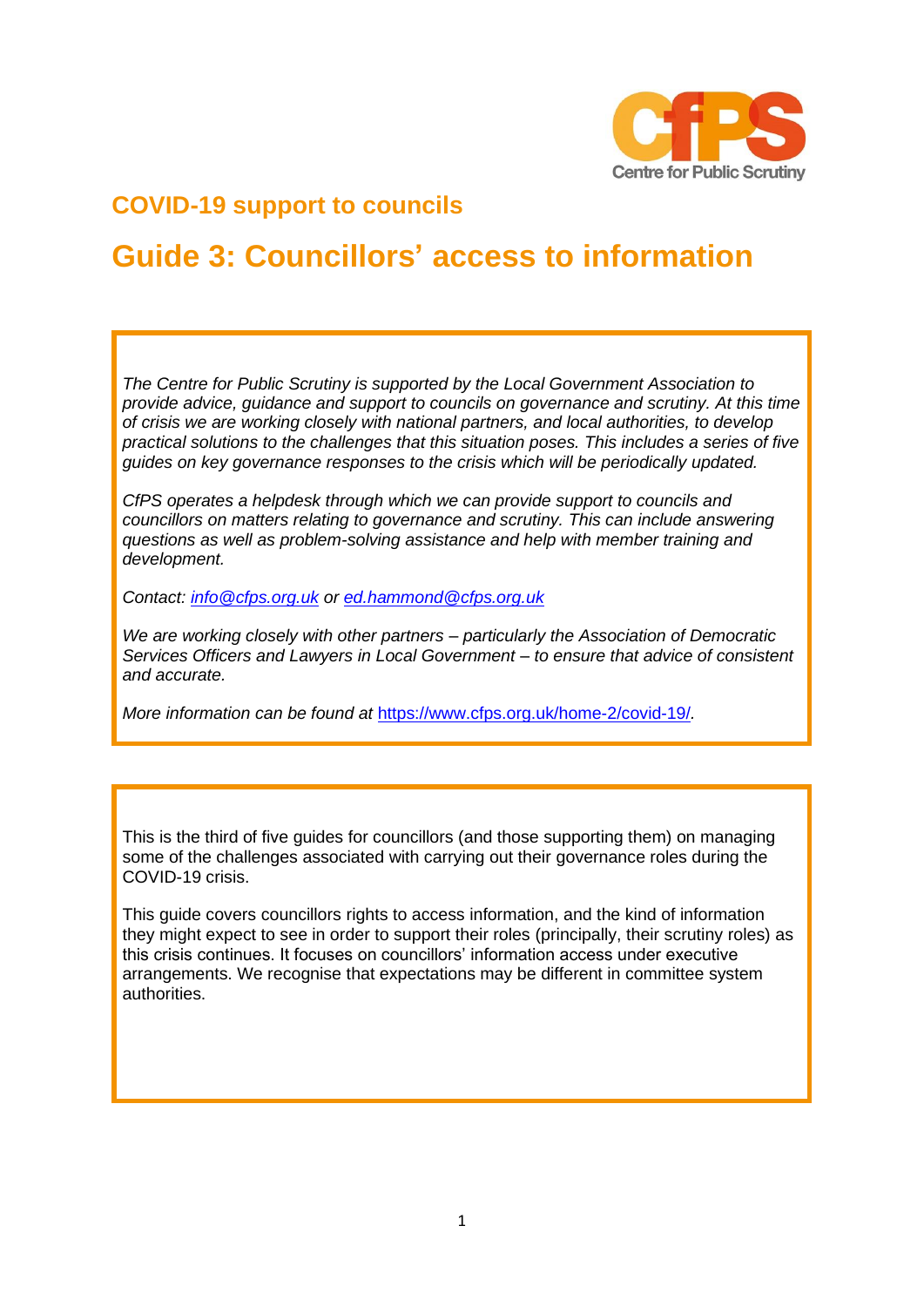## COVID-19 support to councils

# Guide 3: Councillors' access to information

*The Centre for Public Scrutiny is supported by the Local Government Association to provide advice, guidance and support to councils on governance and scrutiny. At this time of crisis we are working closely with national partners, and local authorities, to develop practical solutions to the challenges that this situation poses. This includes a series of five guides on key governance responses to the crisis which will be periodically updated.*

*CfPS operates a helpdesk through which we can provide support to councils and councillors on matters relating to governance and scrutiny. This can include answering questions as well as problem-solving assistance and help with member training and development.*

*Contact: info@cfps.org.uk or ed.hammond@cfps.org.uk*

*We are working closely with other partners – particularly the Association of Democratic Services Officers and Lawyers in Local Government – to ensure that advice of consistent and accurate.*

*More information can be found at* https://www.cfps.org.uk/home-2/covid-19/.

This is the third of five guides for councillors (and those supporting them) on managing some of the challenges associated with carrying out their governance roles during the COVID-19 crisis.

This guide covers councillors rights to access information, and the kind of information they might expect to see in order to support their roles (principally, their scrutiny roles) as this crisis continues. It focuses on councillors' information access under executive arrangements. We recognise that expectations may be different in committee system authorities.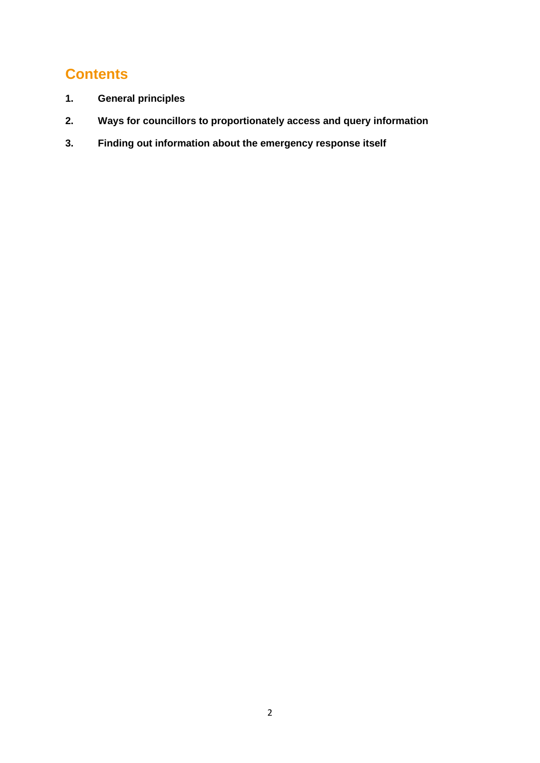## Contents

1. **General principles**
2. **Ways for councillors to proportionately access and query information**
3. **Finding out information about the emergency response itself**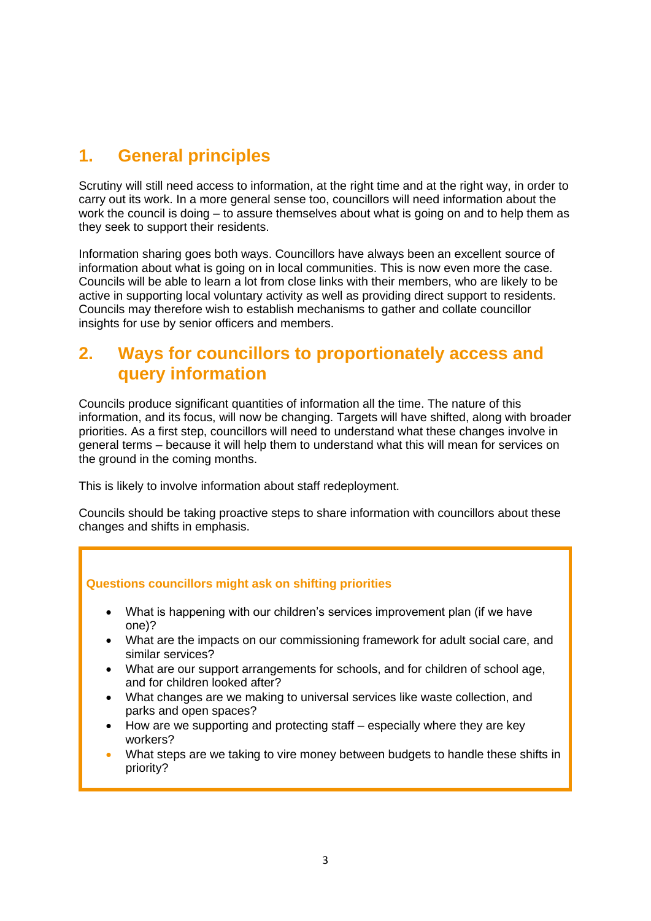## 1. General principles

Scrutiny will still need access to information, at the right time and at the right way, in order to carry out its work. In a more general sense too, councillors will need information about the work the council is doing – to assure themselves about what is going on and to help them as they seek to support their residents.

Information sharing goes both ways. Councillors have always been an excellent source of information about what is going on in local communities. This is now even more the case. Councils will be able to learn a lot from close links with their members, who are likely to be active in supporting local voluntary activity as well as providing direct support to residents. Councils may therefore wish to establish mechanisms to gather and collate councillor insights for use by senior officers and members.

## 2. Ways for councillors to proportionately access and query information

Councils produce significant quantities of information all the time. The nature of this information, and its focus, will now be changing. Targets will have shifted, along with broader priorities. As a first step, councillors will need to understand what these changes involve in general terms – because it will help them to understand what this will mean for services on the ground in the coming months.

This is likely to involve information about staff redeployment.

Councils should be taking proactive steps to share information with councillors about these changes and shifts in emphasis.

**Questions councillors might ask on shifting priorities**

- What is happening with our children's services improvement plan (if we have one)?
- What are the impacts on our commissioning framework for adult social care, and similar services?
- What are our support arrangements for schools, and for children of school age, and for children looked after?
- What changes are we making to universal services like waste collection, and parks and open spaces?
- How are we supporting and protecting staff – especially where they are key workers?
- What steps are we taking to vire money between budgets to handle these shifts in priority?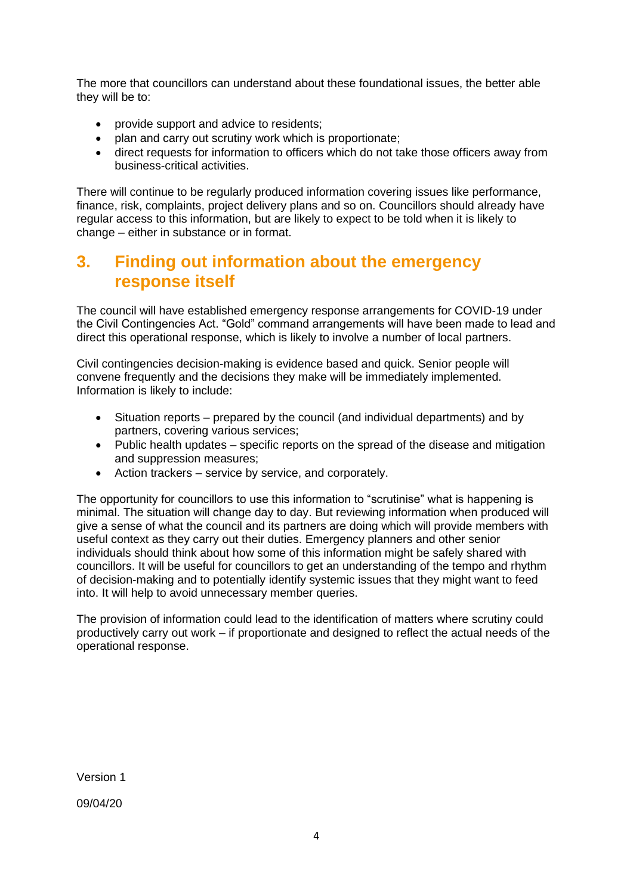The more that councillors can understand about these foundational issues, the better able they will be to:

- provide support and advice to residents;
- plan and carry out scrutiny work which is proportionate;
- direct requests for information to officers which do not take those officers away from business-critical activities.

There will continue to be regularly produced information covering issues like performance, finance, risk, complaints, project delivery plans and so on. Councillors should already have regular access to this information, but are likely to expect to be told when it is likely to change – either in substance or in format.

## 3. Finding out information about the emergency response itself

The council will have established emergency response arrangements for COVID-19 under the Civil Contingencies Act. "Gold" command arrangements will have been made to lead and direct this operational response, which is likely to involve a number of local partners.

Civil contingencies decision-making is evidence based and quick. Senior people will convene frequently and the decisions they make will be immediately implemented. Information is likely to include:

- Situation reports – prepared by the council (and individual departments) and by partners, covering various services;
- Public health updates – specific reports on the spread of the disease and mitigation and suppression measures;
- Action trackers – service by service, and corporately.

The opportunity for councillors to use this information to "scrutinise" what is happening is minimal. The situation will change day to day. But reviewing information when produced will give a sense of what the council and its partners are doing which will provide members with useful context as they carry out their duties. Emergency planners and other senior individuals should think about how some of this information might be safely shared with councillors. It will be useful for councillors to get an understanding of the tempo and rhythm of decision-making and to potentially identify systemic issues that they might want to feed into. It will help to avoid unnecessary member queries.

The provision of information could lead to the identification of matters where scrutiny could productively carry out work – if proportionate and designed to reflect the actual needs of the operational response.

Version 1

09/04/20